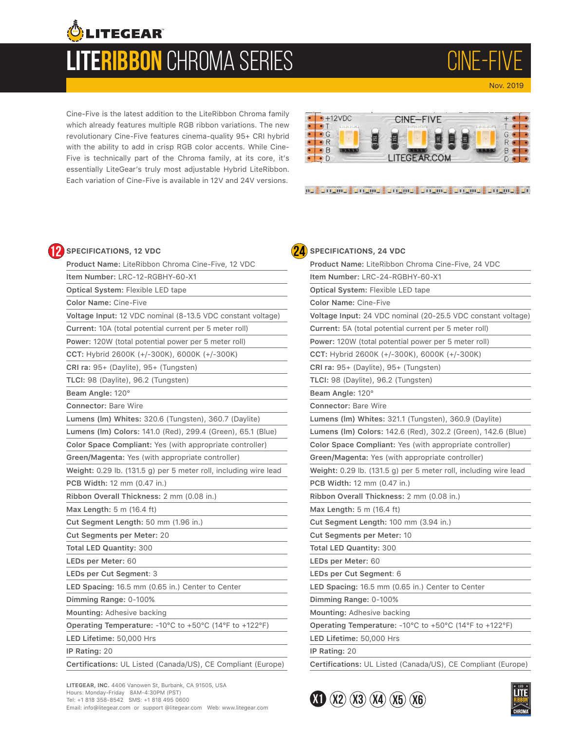# LITEGEAR

# LITERIBBON CHROMA SERIES

## CINE-FIVE

Nov. 2019

Cine-Five is the latest addition to the LiteRibbon Chroma family which already features multiple RGB ribbon variations. The new revolutionary Cine-Five features cinema-quality 95+ CRI hybrid with the ability to add in crisp RGB color accents. While Cine-Five is technically part of the Chroma family, at its core, it's essentially LiteGear's truly most adjustable Hybrid LiteRibbon. Each variation of Cine-Five is available in 12V and 24V versions.

### SPECIFICATIONS, 12 VDC

**Product Name:** LiteRibbon Chroma Cine-Five, 12 VDC
**Item Number:** LRC-12-RGBHY-60-X1
**Optical System:** Flexible LED tape
**Color Name:** Cine-Five
**Voltage Input:** 12 VDC nominal (8-13.5 VDC constant voltage)
**Current:** 10A (total potential current per 5 meter roll)
**Power:** 120W (total potential power per 5 meter roll)
**CCT:** Hybrid 2600K (+/-300K), 6000K (+/-300K)
**CRI ra:** 95+ (Daylite), 95+ (Tungsten)
**TLCI:** 98 (Daylite), 96.2 (Tungsten)
**Beam Angle:** 120°
**Connector:** Bare Wire
**Lumens (lm) Whites:** 320.6 (Tungsten), 360.7 (Daylite)
**Lumens (lm) Colors:** 141.0 (Red), 299.4 (Green), 65.1 (Blue)
**Color Space Compliant:** Yes (with appropriate controller)
**Green/Magenta:** Yes (with appropriate controller)
**Weight:** 0.29 lb. (131.5 g) per 5 meter roll, including wire lead
**PCB Width:** 12 mm (0.47 in.)
**Ribbon Overall Thickness:** 2 mm (0.08 in.)
**Max Length:** 5 m (16.4 ft)
**Cut Segment Length:** 50 mm (1.96 in.)
**Cut Segments per Meter:** 20
**Total LED Quantity:** 300
**LEDs per Meter:** 60
**LEDs per Cut Segment:** 3
**LED Spacing:** 16.5 mm (0.65 in.) Center to Center
**Dimming Range:** 0-100%
**Mounting:** Adhesive backing
**Operating Temperature:** -10°C to +50°C (14°F to +122°F)
**LED Lifetime:** 50,000 Hrs
**IP Rating:** 20
**Certifications:** UL Listed (Canada/US), CE Compliant (Europe)

### SPECIFICATIONS, 24 VDC

**Product Name:** LiteRibbon Chroma Cine-Five, 24 VDC
**Item Number:** LRC-24-RGBHY-60-X1
**Optical System:** Flexible LED tape
**Color Name:** Cine-Five
**Voltage Input:** 24 VDC nominal (20-25.5 VDC constant voltage)
**Current:** 5A (total potential current per 5 meter roll)
**Power:** 120W (total potential power per 5 meter roll)
**CCT:** Hybrid 2600K (+/-300K), 6000K (+/-300K)
**CRI ra:** 95+ (Daylite), 95+ (Tungsten)
**TLCI:** 98 (Daylite), 96.2 (Tungsten)
**Beam Angle:** 120°
**Connector:** Bare Wire
**Lumens (lm) Whites:** 321.1 (Tungsten), 360.9 (Daylite)
**Lumens (lm) Colors:** 142.6 (Red), 302.2 (Green), 142.6 (Blue)
**Color Space Compliant:** Yes (with appropriate controller)
**Green/Magenta:** Yes (with appropriate controller)
**Weight:** 0.29 lb. (131.5 g) per 5 meter roll, including wire lead
**PCB Width:** 12 mm (0.47 in.)
**Ribbon Overall Thickness:** 2 mm (0.08 in.)
**Max Length:** 5 m (16.4 ft)
**Cut Segment Length:** 100 mm (3.94 in.)
**Cut Segments per Meter:** 10
**Total LED Quantity:** 300
**LEDs per Meter:** 60
**LEDs per Cut Segment:** 6
**LED Spacing:** 16.5 mm (0.65 in.) Center to Center
**Dimming Range:** 0-100%
**Mounting:** Adhesive backing
**Operating Temperature:** -10°C to +50°C (14°F to +122°F)
**LED Lifetime:** 50,000 Hrs
**IP Rating:** 20
**Certifications:** UL Listed (Canada/US), CE Compliant (Europe)

**LITEGEAR, INC.** 4406 Vanowen St, Burbank, CA 91505, USA
Hours: Monday-Friday 8AM-4:30PM (PST)
Tel: +1 818 358-8542 SMS: +1 818 495 0600
Email: info@litegear.com or support @litegear.com Web: www.litegear.com

X1 X2 X3 X4 X5 X6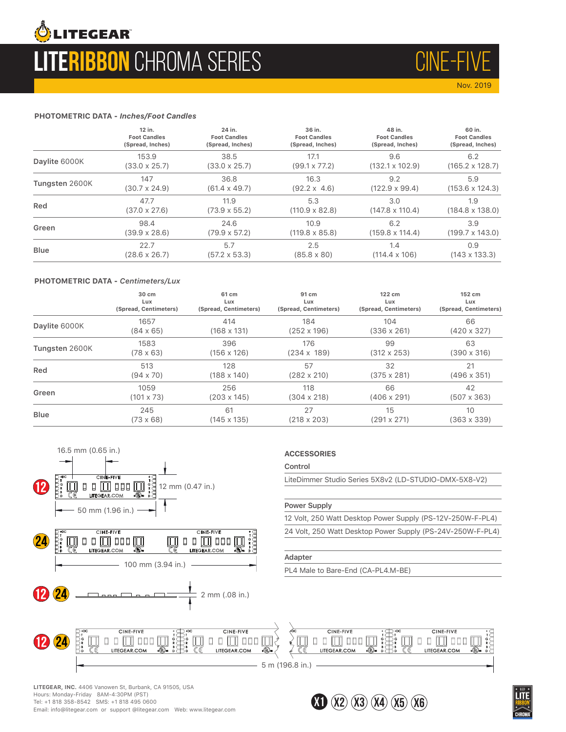# LITERIBBON CHROMA SERIES

## CINE-FIVE

Nov. 2019

### PHOTOMETRIC DATA - *Inches/Foot Candles*

| | 12 in. Foot Candles (Spread, Inches) | 24 in. Foot Candles (Spread, Inches) | 36 in. Foot Candles (Spread, Inches) | 48 in. Foot Candles (Spread, Inches) | 60 in. Foot Candles (Spread, Inches) |
|---|---|---|---|---|---|
| Daylite 6000K | 153.9 (33.0 x 25.7) | 38.5 (33.0 x 25.7) | 17.1 (99.1 x 77.2) | 9.6 (132.1 x 102.9) | 6.2 (165.2 x 128.7) |
| Tungsten 2600K | 147 (30.7 x 24.9) | 36.8 (61.4 x 49.7) | 16.3 (92.2 x 4.6) | 9.2 (122.9 x 99.4) | 5.9 (153.6 x 124.3) |
| Red | 47.7 (37.0 x 27.6) | 11.9 (73.9 x 55.2) | 5.3 (110.9 x 82.8) | 3.0 (147.8 x 110.4) | 1.9 (184.8 x 138.0) |
| Green | 98.4 (39.9 x 28.6) | 24.6 (79.9 x 57.2) | 10.9 (119.8 x 85.8) | 6.2 (159.8 x 114.4) | 3.9 (199.7 x 143.0) |
| Blue | 22.7 (28.6 x 26.7) | 5.7 (57.2 x 53.3) | 2.5 (85.8 x 80) | 1.4 (114.4 x 106) | 0.9 (143 x 133.3) |

### PHOTOMETRIC DATA - *Centimeters/Lux*

| | 30 cm Lux (Spread, Centimeters) | 61 cm Lux (Spread, Centimeters) | 91 cm Lux (Spread, Centimeters) | 122 cm Lux (Spread, Centimeters) | 152 cm Lux (Spread, Centimeters) |
|---|---|---|---|---|---|
| Daylite 6000K | 1657 (84 x 65) | 414 (168 x 131) | 184 (252 x 196) | 104 (336 x 261) | 66 (420 x 327) |
| Tungsten 2600K | 1583 (78 x 63) | 396 (156 x 126) | 176 (234 x 189) | 99 (312 x 253) | 63 (390 x 316) |
| Red | 513 (94 x 70) | 128 (188 x 140) | 57 (282 x 210) | 32 (375 x 281) | 21 (496 x 351) |
| Green | 1059 (101 x 73) | 256 (203 x 145) | 118 (304 x 218) | 66 (406 x 291) | 42 (507 x 363) |
| Blue | 245 (73 x 68) | 61 (145 x 135) | 27 (218 x 203) | 15 (291 x 271) | 10 (363 x 339) |

12: 16.5 mm (0.65 in.), 12 mm (0.47 in.), 50 mm (1.96 in.)

24: 100 mm (3.94 in.)

12 24: 2 mm (.08 in.)

12 24: 5 m (196.8 in.)

### ACCESSORIES

**Control**

LiteDimmer Studio Series 5X8v2 (LD-STUDIO-DMX-5X8-V2)

**Power Supply**

12 Volt, 250 Watt Desktop Power Supply (PS-12V-250W-F-PL4)

24 Volt, 250 Watt Desktop Power Supply (PS-24V-250W-F-PL4)

**Adapter**

PL4 Male to Bare-End (CA-PL4.M-BE)

**LITEGEAR, INC.** 4406 Vanowen St, Burbank, CA 91505, USA
Hours: Monday-Friday 8AM-4:30PM (PST)
Tel: +1 818 358-8542 SMS: +1 818 495 0600
Email: info@litegear.com or support @litegear.com Web: www.litegear.com

X1 X2 X3 X4 X5 X6